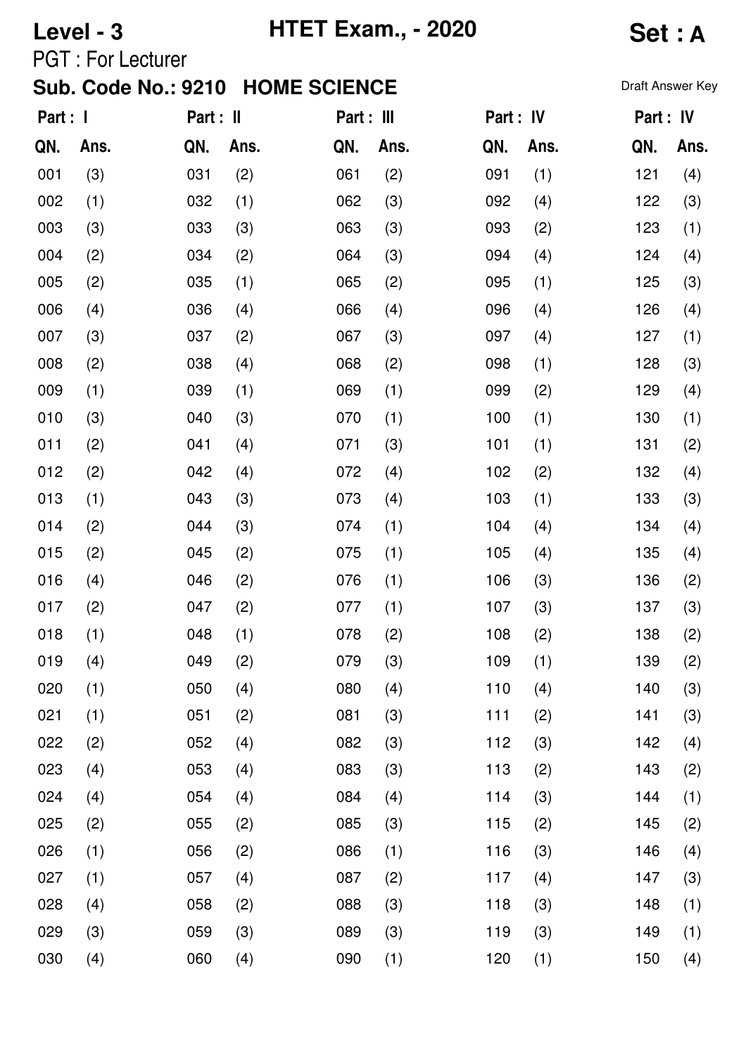**Level - 3** **HTET Exam., - 2020** **Set : A**

PGT : For Lecturer

## Sub. Code No.: 9210 HOME SCIENCE

Draft Answer Key

| Part : I | | Part : II | | Part : III | | Part : IV | | Part : IV | |
|---|---|---|---|---|---|---|---|---|---|
| **QN.** | **Ans.** | **QN.** | **Ans.** | **QN.** | **Ans.** | **QN.** | **Ans.** | **QN.** | **Ans.** |
| 001 | (3) | 031 | (2) | 061 | (2) | 091 | (1) | 121 | (4) |
| 002 | (1) | 032 | (1) | 062 | (3) | 092 | (4) | 122 | (3) |
| 003 | (3) | 033 | (3) | 063 | (3) | 093 | (2) | 123 | (1) |
| 004 | (2) | 034 | (2) | 064 | (3) | 094 | (4) | 124 | (4) |
| 005 | (2) | 035 | (1) | 065 | (2) | 095 | (1) | 125 | (3) |
| 006 | (4) | 036 | (4) | 066 | (4) | 096 | (4) | 126 | (4) |
| 007 | (3) | 037 | (2) | 067 | (3) | 097 | (4) | 127 | (1) |
| 008 | (2) | 038 | (4) | 068 | (2) | 098 | (1) | 128 | (3) |
| 009 | (1) | 039 | (1) | 069 | (1) | 099 | (2) | 129 | (4) |
| 010 | (3) | 040 | (3) | 070 | (1) | 100 | (1) | 130 | (1) |
| 011 | (2) | 041 | (4) | 071 | (3) | 101 | (1) | 131 | (2) |
| 012 | (2) | 042 | (4) | 072 | (4) | 102 | (2) | 132 | (4) |
| 013 | (1) | 043 | (3) | 073 | (4) | 103 | (1) | 133 | (3) |
| 014 | (2) | 044 | (3) | 074 | (1) | 104 | (4) | 134 | (4) |
| 015 | (2) | 045 | (2) | 075 | (1) | 105 | (4) | 135 | (4) |
| 016 | (4) | 046 | (2) | 076 | (1) | 106 | (3) | 136 | (2) |
| 017 | (2) | 047 | (2) | 077 | (1) | 107 | (3) | 137 | (3) |
| 018 | (1) | 048 | (1) | 078 | (2) | 108 | (2) | 138 | (2) |
| 019 | (4) | 049 | (2) | 079 | (3) | 109 | (1) | 139 | (2) |
| 020 | (1) | 050 | (4) | 080 | (4) | 110 | (4) | 140 | (3) |
| 021 | (1) | 051 | (2) | 081 | (3) | 111 | (2) | 141 | (3) |
| 022 | (2) | 052 | (4) | 082 | (3) | 112 | (3) | 142 | (4) |
| 023 | (4) | 053 | (4) | 083 | (3) | 113 | (2) | 143 | (2) |
| 024 | (4) | 054 | (4) | 084 | (4) | 114 | (3) | 144 | (1) |
| 025 | (2) | 055 | (2) | 085 | (3) | 115 | (2) | 145 | (2) |
| 026 | (1) | 056 | (2) | 086 | (1) | 116 | (3) | 146 | (4) |
| 027 | (1) | 057 | (4) | 087 | (2) | 117 | (4) | 147 | (3) |
| 028 | (4) | 058 | (2) | 088 | (3) | 118 | (3) | 148 | (1) |
| 029 | (3) | 059 | (3) | 089 | (3) | 119 | (3) | 149 | (1) |
| 030 | (4) | 060 | (4) | 090 | (1) | 120 | (1) | 150 | (4) |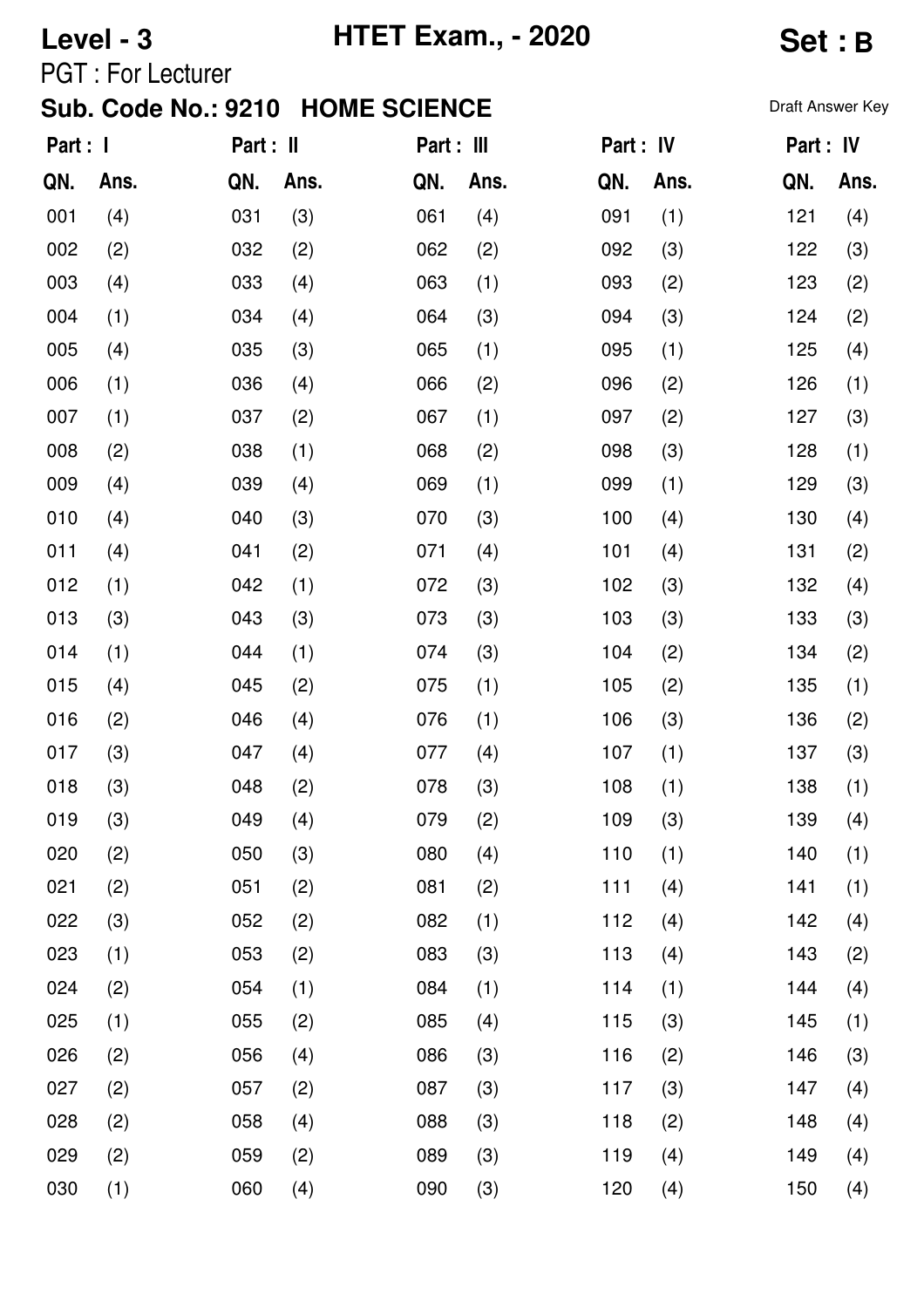**Level - 3** **HTET Exam., - 2020** **Set : B**

PGT : For Lecturer

**Sub. Code No.: 9210 HOME SCIENCE**

Draft Answer Key

| Part : I | | Part : II | | Part : III | | Part : IV | | Part : IV | |
|---|---|---|---|---|---|---|---|---|---|
| QN. | Ans. | QN. | Ans. | QN. | Ans. | QN. | Ans. | QN. | Ans. |
| 001 | (4) | 031 | (3) | 061 | (4) | 091 | (1) | 121 | (4) |
| 002 | (2) | 032 | (2) | 062 | (2) | 092 | (3) | 122 | (3) |
| 003 | (4) | 033 | (4) | 063 | (1) | 093 | (2) | 123 | (2) |
| 004 | (1) | 034 | (4) | 064 | (3) | 094 | (3) | 124 | (2) |
| 005 | (4) | 035 | (3) | 065 | (1) | 095 | (1) | 125 | (4) |
| 006 | (1) | 036 | (4) | 066 | (2) | 096 | (2) | 126 | (1) |
| 007 | (1) | 037 | (2) | 067 | (1) | 097 | (2) | 127 | (3) |
| 008 | (2) | 038 | (1) | 068 | (2) | 098 | (3) | 128 | (1) |
| 009 | (4) | 039 | (4) | 069 | (1) | 099 | (1) | 129 | (3) |
| 010 | (4) | 040 | (3) | 070 | (3) | 100 | (4) | 130 | (4) |
| 011 | (4) | 041 | (2) | 071 | (4) | 101 | (4) | 131 | (2) |
| 012 | (1) | 042 | (1) | 072 | (3) | 102 | (3) | 132 | (4) |
| 013 | (3) | 043 | (3) | 073 | (3) | 103 | (3) | 133 | (3) |
| 014 | (1) | 044 | (1) | 074 | (3) | 104 | (2) | 134 | (2) |
| 015 | (4) | 045 | (2) | 075 | (1) | 105 | (2) | 135 | (1) |
| 016 | (2) | 046 | (4) | 076 | (1) | 106 | (3) | 136 | (2) |
| 017 | (3) | 047 | (4) | 077 | (4) | 107 | (1) | 137 | (3) |
| 018 | (3) | 048 | (2) | 078 | (3) | 108 | (1) | 138 | (1) |
| 019 | (3) | 049 | (4) | 079 | (2) | 109 | (3) | 139 | (4) |
| 020 | (2) | 050 | (3) | 080 | (4) | 110 | (1) | 140 | (1) |
| 021 | (2) | 051 | (2) | 081 | (2) | 111 | (4) | 141 | (1) |
| 022 | (3) | 052 | (2) | 082 | (1) | 112 | (4) | 142 | (4) |
| 023 | (1) | 053 | (2) | 083 | (3) | 113 | (4) | 143 | (2) |
| 024 | (2) | 054 | (1) | 084 | (1) | 114 | (1) | 144 | (4) |
| 025 | (1) | 055 | (2) | 085 | (4) | 115 | (3) | 145 | (1) |
| 026 | (2) | 056 | (4) | 086 | (3) | 116 | (2) | 146 | (3) |
| 027 | (2) | 057 | (2) | 087 | (3) | 117 | (3) | 147 | (4) |
| 028 | (2) | 058 | (4) | 088 | (3) | 118 | (2) | 148 | (4) |
| 029 | (2) | 059 | (2) | 089 | (3) | 119 | (4) | 149 | (4) |
| 030 | (1) | 060 | (4) | 090 | (3) | 120 | (4) | 150 | (4) |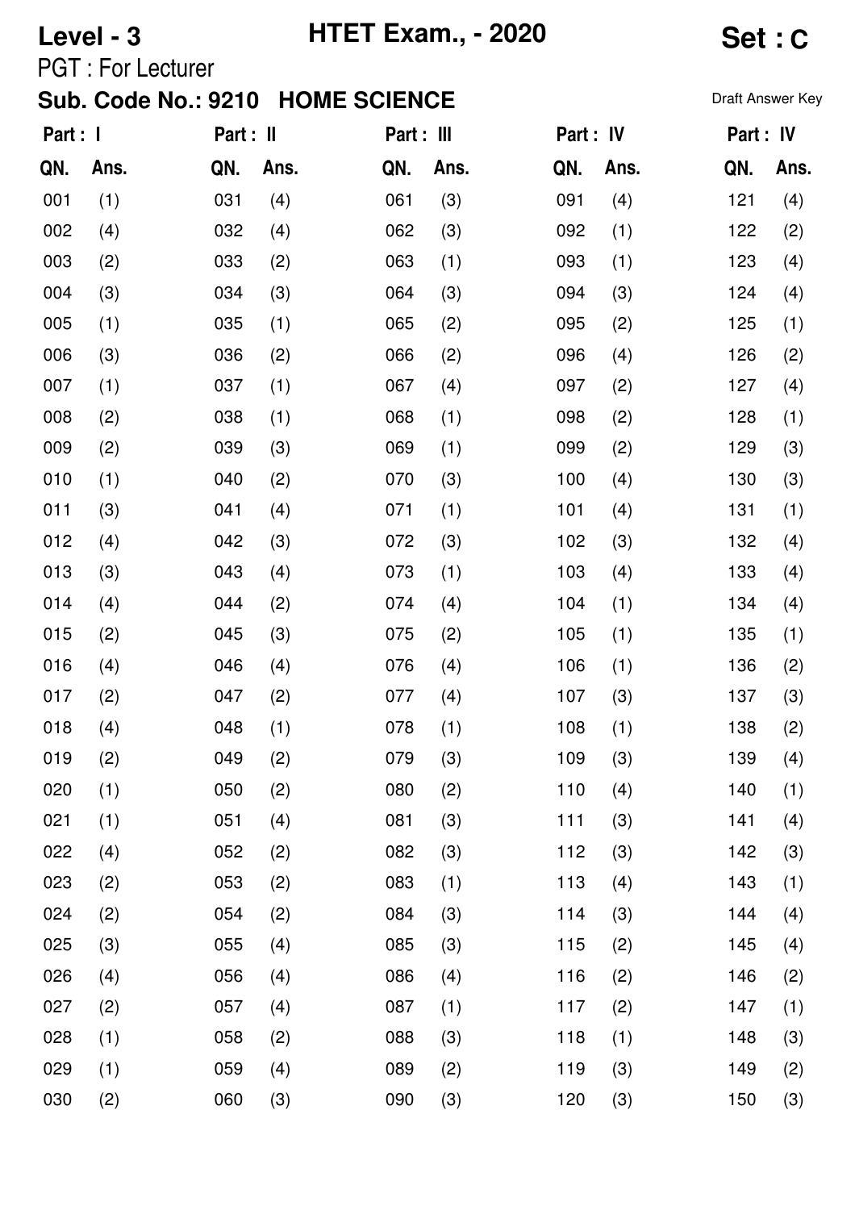**Level - 3** **HTET Exam., - 2020** **Set : C**

PGT : For Lecturer

## Sub. Code No.: 9210 HOME SCIENCE

Draft Answer Key

| Part : I | | Part : II | | Part : III | | Part : IV | | Part : IV | |
|---|---|---|---|---|---|---|---|---|---|
| QN. | Ans. | QN. | Ans. | QN. | Ans. | QN. | Ans. | QN. | Ans. |
| 001 | (1) | 031 | (4) | 061 | (3) | 091 | (4) | 121 | (4) |
| 002 | (4) | 032 | (4) | 062 | (3) | 092 | (1) | 122 | (2) |
| 003 | (2) | 033 | (2) | 063 | (1) | 093 | (1) | 123 | (4) |
| 004 | (3) | 034 | (3) | 064 | (3) | 094 | (3) | 124 | (4) |
| 005 | (1) | 035 | (1) | 065 | (2) | 095 | (2) | 125 | (1) |
| 006 | (3) | 036 | (2) | 066 | (2) | 096 | (4) | 126 | (2) |
| 007 | (1) | 037 | (1) | 067 | (4) | 097 | (2) | 127 | (4) |
| 008 | (2) | 038 | (1) | 068 | (1) | 098 | (2) | 128 | (1) |
| 009 | (2) | 039 | (3) | 069 | (1) | 099 | (2) | 129 | (3) |
| 010 | (1) | 040 | (2) | 070 | (3) | 100 | (4) | 130 | (3) |
| 011 | (3) | 041 | (4) | 071 | (1) | 101 | (4) | 131 | (1) |
| 012 | (4) | 042 | (3) | 072 | (3) | 102 | (3) | 132 | (4) |
| 013 | (3) | 043 | (4) | 073 | (1) | 103 | (4) | 133 | (4) |
| 014 | (4) | 044 | (2) | 074 | (4) | 104 | (1) | 134 | (4) |
| 015 | (2) | 045 | (3) | 075 | (2) | 105 | (1) | 135 | (1) |
| 016 | (4) | 046 | (4) | 076 | (4) | 106 | (1) | 136 | (2) |
| 017 | (2) | 047 | (2) | 077 | (4) | 107 | (3) | 137 | (3) |
| 018 | (4) | 048 | (1) | 078 | (1) | 108 | (1) | 138 | (2) |
| 019 | (2) | 049 | (2) | 079 | (3) | 109 | (3) | 139 | (4) |
| 020 | (1) | 050 | (2) | 080 | (2) | 110 | (4) | 140 | (1) |
| 021 | (1) | 051 | (4) | 081 | (3) | 111 | (3) | 141 | (4) |
| 022 | (4) | 052 | (2) | 082 | (3) | 112 | (3) | 142 | (3) |
| 023 | (2) | 053 | (2) | 083 | (1) | 113 | (4) | 143 | (1) |
| 024 | (2) | 054 | (2) | 084 | (3) | 114 | (3) | 144 | (4) |
| 025 | (3) | 055 | (4) | 085 | (3) | 115 | (2) | 145 | (4) |
| 026 | (4) | 056 | (4) | 086 | (4) | 116 | (2) | 146 | (2) |
| 027 | (2) | 057 | (4) | 087 | (1) | 117 | (2) | 147 | (1) |
| 028 | (1) | 058 | (2) | 088 | (3) | 118 | (1) | 148 | (3) |
| 029 | (1) | 059 | (4) | 089 | (2) | 119 | (3) | 149 | (2) |
| 030 | (2) | 060 | (3) | 090 | (3) | 120 | (3) | 150 | (3) |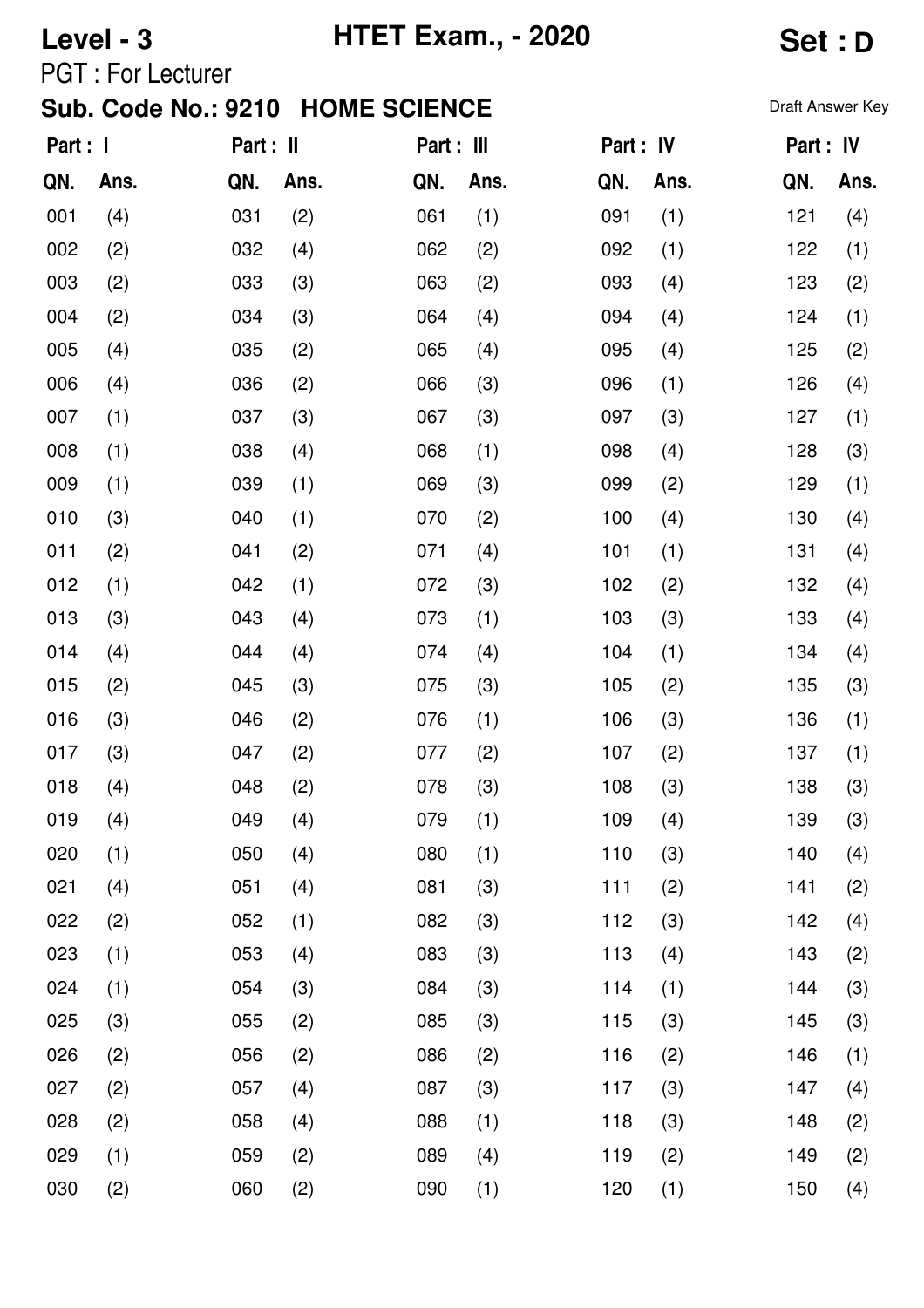**Level - 3** | **HTET Exam., - 2020** | **Set : D**

PGT : For Lecturer

## Sub. Code No.: 9210 HOME SCIENCE

Draft Answer Key

| Part : I | | Part : II | | Part : III | | Part : IV | | Part : IV | |
|---|---|---|---|---|---|---|---|---|---|
| QN. | Ans. | QN. | Ans. | QN. | Ans. | QN. | Ans. | QN. | Ans. |
| 001 | (4) | 031 | (2) | 061 | (1) | 091 | (1) | 121 | (4) |
| 002 | (2) | 032 | (4) | 062 | (2) | 092 | (1) | 122 | (1) |
| 003 | (2) | 033 | (3) | 063 | (2) | 093 | (4) | 123 | (2) |
| 004 | (2) | 034 | (3) | 064 | (4) | 094 | (4) | 124 | (1) |
| 005 | (4) | 035 | (2) | 065 | (4) | 095 | (4) | 125 | (2) |
| 006 | (4) | 036 | (2) | 066 | (3) | 096 | (1) | 126 | (4) |
| 007 | (1) | 037 | (3) | 067 | (3) | 097 | (3) | 127 | (1) |
| 008 | (1) | 038 | (4) | 068 | (1) | 098 | (4) | 128 | (3) |
| 009 | (1) | 039 | (1) | 069 | (3) | 099 | (2) | 129 | (1) |
| 010 | (3) | 040 | (1) | 070 | (2) | 100 | (4) | 130 | (4) |
| 011 | (2) | 041 | (2) | 071 | (4) | 101 | (1) | 131 | (4) |
| 012 | (1) | 042 | (1) | 072 | (3) | 102 | (2) | 132 | (4) |
| 013 | (3) | 043 | (4) | 073 | (1) | 103 | (3) | 133 | (4) |
| 014 | (4) | 044 | (4) | 074 | (4) | 104 | (1) | 134 | (4) |
| 015 | (2) | 045 | (3) | 075 | (3) | 105 | (2) | 135 | (3) |
| 016 | (3) | 046 | (2) | 076 | (1) | 106 | (3) | 136 | (1) |
| 017 | (3) | 047 | (2) | 077 | (2) | 107 | (2) | 137 | (1) |
| 018 | (4) | 048 | (2) | 078 | (3) | 108 | (3) | 138 | (3) |
| 019 | (4) | 049 | (4) | 079 | (1) | 109 | (4) | 139 | (3) |
| 020 | (1) | 050 | (4) | 080 | (1) | 110 | (3) | 140 | (4) |
| 021 | (4) | 051 | (4) | 081 | (3) | 111 | (2) | 141 | (2) |
| 022 | (2) | 052 | (1) | 082 | (3) | 112 | (3) | 142 | (4) |
| 023 | (1) | 053 | (4) | 083 | (3) | 113 | (4) | 143 | (2) |
| 024 | (1) | 054 | (3) | 084 | (3) | 114 | (1) | 144 | (3) |
| 025 | (3) | 055 | (2) | 085 | (3) | 115 | (3) | 145 | (3) |
| 026 | (2) | 056 | (2) | 086 | (2) | 116 | (2) | 146 | (1) |
| 027 | (2) | 057 | (4) | 087 | (3) | 117 | (3) | 147 | (4) |
| 028 | (2) | 058 | (4) | 088 | (1) | 118 | (3) | 148 | (2) |
| 029 | (1) | 059 | (2) | 089 | (4) | 119 | (2) | 149 | (2) |
| 030 | (2) | 060 | (2) | 090 | (1) | 120 | (1) | 150 | (4) |